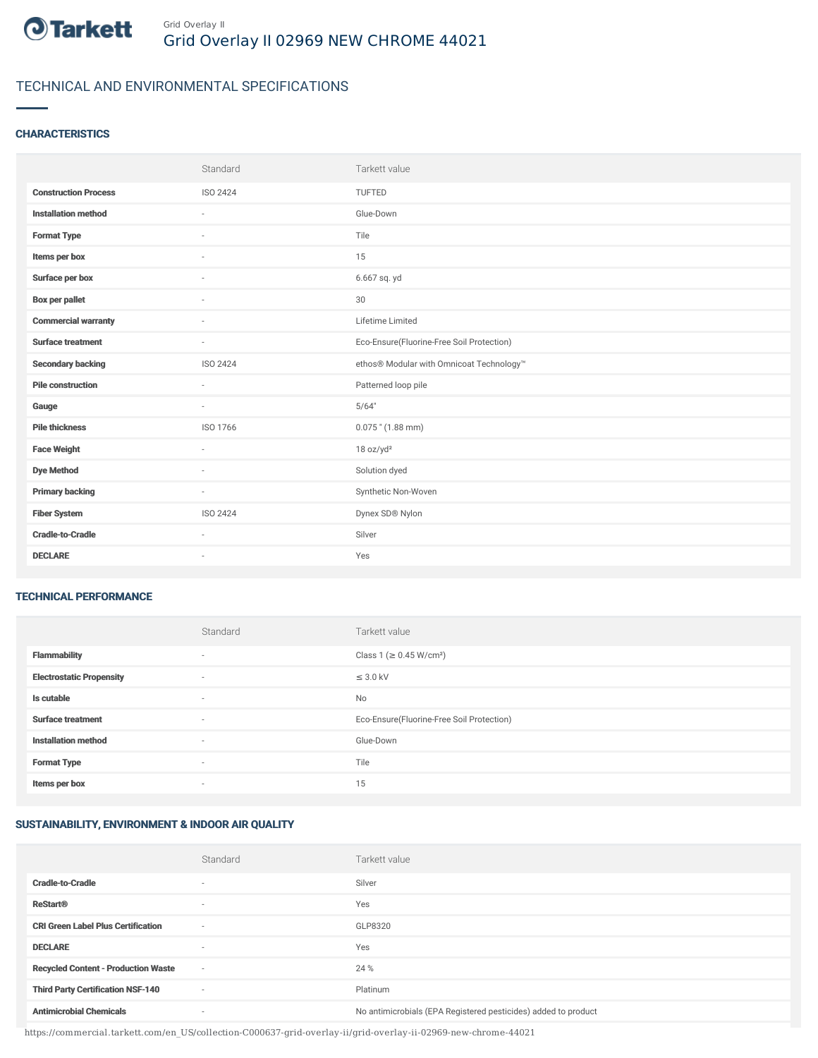Grid Overlay II

# Grid Overlay II 02969 NEW CHROME 44021

## TECHNICAL AND ENVIRONMENTAL SPECIFICATIONS

### CHARACTERISTICS

| | Standard | Tarkett value |
|---|---|---|
| **Construction Process** | ISO 2424 | TUFTED |
| **Installation method** | - | Glue-Down |
| **Format Type** | - | Tile |
| **Items per box** | - | 15 |
| **Surface per box** | - | 6.667 sq. yd |
| **Box per pallet** | - | 30 |
| **Commercial warranty** | - | Lifetime Limited |
| **Surface treatment** | - | Eco-Ensure(Fluorine-Free Soil Protection) |
| **Secondary backing** | ISO 2424 | ethos® Modular with Omnicoat Technology™ |
| **Pile construction** | - | Patterned loop pile |
| **Gauge** | - | 5/64" |
| **Pile thickness** | ISO 1766 | 0.075 " (1.88 mm) |
| **Face Weight** | - | 18 oz/yd² |
| **Dye Method** | - | Solution dyed |
| **Primary backing** | - | Synthetic Non-Woven |
| **Fiber System** | ISO 2424 | Dynex SD® Nylon |
| **Cradle-to-Cradle** | - | Silver |
| **DECLARE** | - | Yes |

### TECHNICAL PERFORMANCE

| | Standard | Tarkett value |
|---|---|---|
| **Flammability** | - | Class 1 (≥ 0.45 W/cm²) |
| **Electrostatic Propensity** | - | ≤ 3.0 kV |
| **Is cutable** | - | No |
| **Surface treatment** | - | Eco-Ensure(Fluorine-Free Soil Protection) |
| **Installation method** | - | Glue-Down |
| **Format Type** | - | Tile |
| **Items per box** | - | 15 |

### SUSTAINABILITY, ENVIRONMENT & INDOOR AIR QUALITY

| | Standard | Tarkett value |
|---|---|---|
| **Cradle-to-Cradle** | - | Silver |
| **ReStart®** | - | Yes |
| **CRI Green Label Plus Certification** | - | GLP8320 |
| **DECLARE** | - | Yes |
| **Recycled Content - Production Waste** | - | 24 % |
| **Third Party Certification NSF-140** | - | Platinum |
| **Antimicrobial Chemicals** | - | No antimicrobials (EPA Registered pesticides) added to product |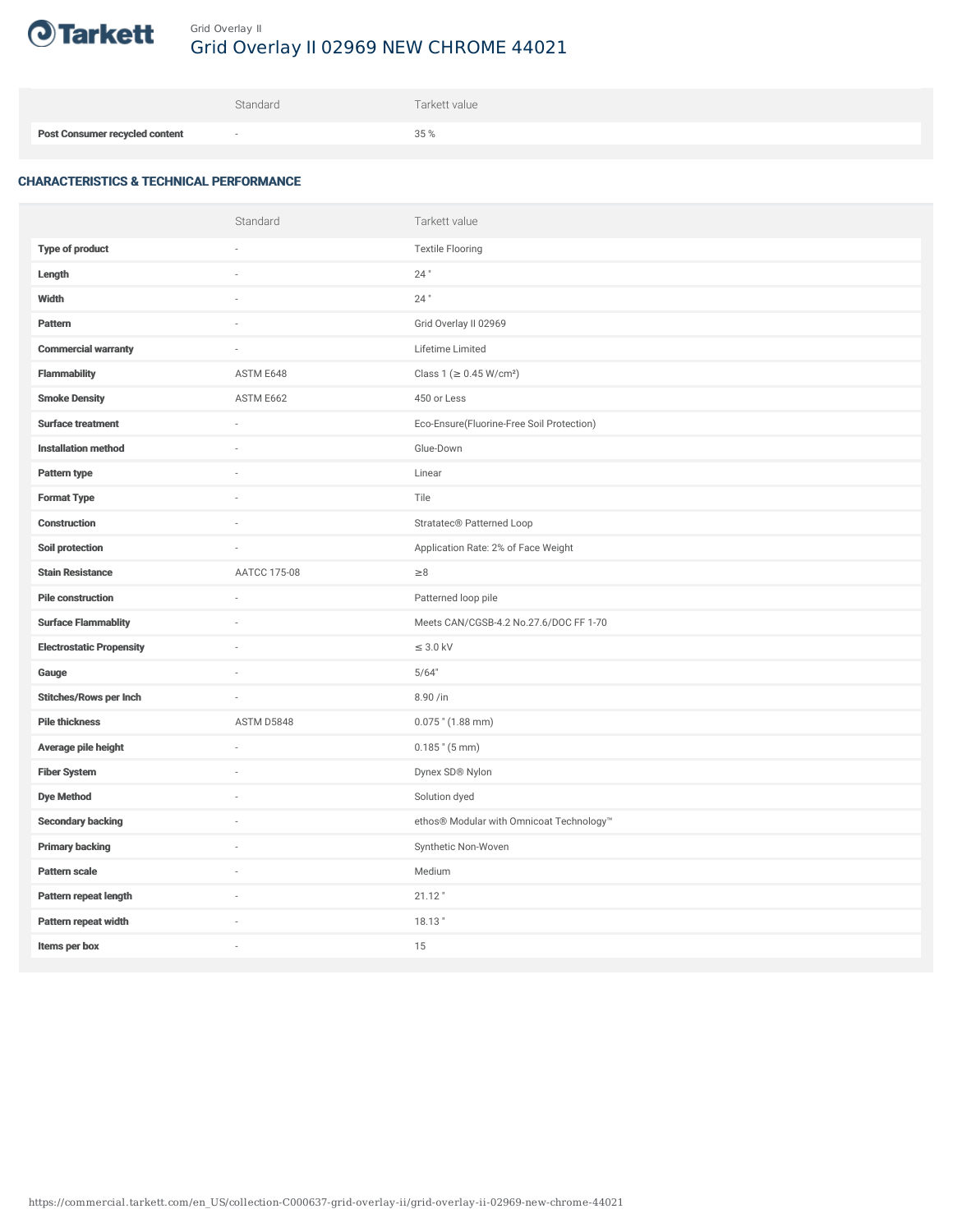# Grid Overlay II

## Grid Overlay II 02969 NEW CHROME 44021

| | Standard | Tarkett value |
|---|---|---|
| **Post Consumer recycled content** | - | 35 % |

## CHARACTERISTICS & TECHNICAL PERFORMANCE

| | Standard | Tarkett value |
|---|---|---|
| **Type of product** | - | Textile Flooring |
| **Length** | - | 24 " |
| **Width** | - | 24 " |
| **Pattern** | - | Grid Overlay II 02969 |
| **Commercial warranty** | - | Lifetime Limited |
| **Flammability** | ASTM E648 | Class 1 (≥ 0.45 W/cm²) |
| **Smoke Density** | ASTM E662 | 450 or Less |
| **Surface treatment** | - | Eco-Ensure(Fluorine-Free Soil Protection) |
| **Installation method** | - | Glue-Down |
| **Pattern type** | - | Linear |
| **Format Type** | - | Tile |
| **Construction** | - | Stratatec® Patterned Loop |
| **Soil protection** | - | Application Rate: 2% of Face Weight |
| **Stain Resistance** | AATCC 175-08 | ≥8 |
| **Pile construction** | - | Patterned loop pile |
| **Surface Flammablity** | - | Meets CAN/CGSB-4.2 No.27.6/DOC FF 1-70 |
| **Electrostatic Propensity** | - | ≤ 3.0 kV |
| **Gauge** | - | 5/64" |
| **Stitches/Rows per Inch** | - | 8.90 /in |
| **Pile thickness** | ASTM D5848 | 0.075 " (1.88 mm) |
| **Average pile height** | - | 0.185 " (5 mm) |
| **Fiber System** | - | Dynex SD® Nylon |
| **Dye Method** | - | Solution dyed |
| **Secondary backing** | - | ethos® Modular with Omnicoat Technology™ |
| **Primary backing** | - | Synthetic Non-Woven |
| **Pattern scale** | - | Medium |
| **Pattern repeat length** | - | 21.12 " |
| **Pattern repeat width** | - | 18.13 " |
| **Items per box** | - | 15 |

https://commercial.tarkett.com/en_US/collection-C000637-grid-overlay-ii/grid-overlay-ii-02969-new-chrome-44021